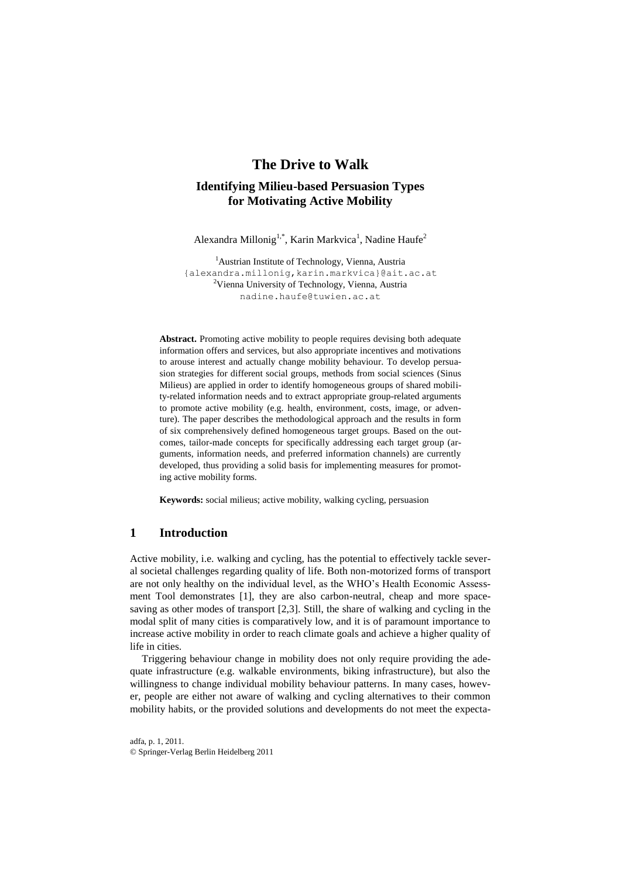# The Drive to Walk

## Identifying Milieu-based Persuasion Types for Motivating Active Mobility

Alexandra Millonig[1,*], Karin Markvica[1], Nadine Haufe[2]

[1]Austrian Institute of Technology, Vienna, Austria
{alexandra.millonig,karin.markvica}@ait.ac.at
[2]Vienna University of Technology, Vienna, Austria
nadine.haufe@tuwien.ac.at

**Abstract.** Promoting active mobility to people requires devising both adequate information offers and services, but also appropriate incentives and motivations to arouse interest and actually change mobility behaviour. To develop persuasion strategies for different social groups, methods from social sciences (Sinus Milieus) are applied in order to identify homogeneous groups of shared mobility-related information needs and to extract appropriate group-related arguments to promote active mobility (e.g. health, environment, costs, image, or adventure). The paper describes the methodological approach and the results in form of six comprehensively defined homogeneous target groups. Based on the outcomes, tailor-made concepts for specifically addressing each target group (arguments, information needs, and preferred information channels) are currently developed, thus providing a solid basis for implementing measures for promoting active mobility forms.

**Keywords:** social milieus; active mobility, walking cycling, persuasion

## 1 Introduction

Active mobility, i.e. walking and cycling, has the potential to effectively tackle several societal challenges regarding quality of life. Both non-motorized forms of transport are not only healthy on the individual level, as the WHO's Health Economic Assessment Tool demonstrates [1], they are also carbon-neutral, cheap and more space-saving as other modes of transport [2,3]. Still, the share of walking and cycling in the modal split of many cities is comparatively low, and it is of paramount importance to increase active mobility in order to reach climate goals and achieve a higher quality of life in cities.

Triggering behaviour change in mobility does not only require providing the adequate infrastructure (e.g. walkable environments, biking infrastructure), but also the willingness to change individual mobility behaviour patterns. In many cases, however, people are either not aware of walking and cycling alternatives to their common mobility habits, or the provided solutions and developments do not meet the expecta-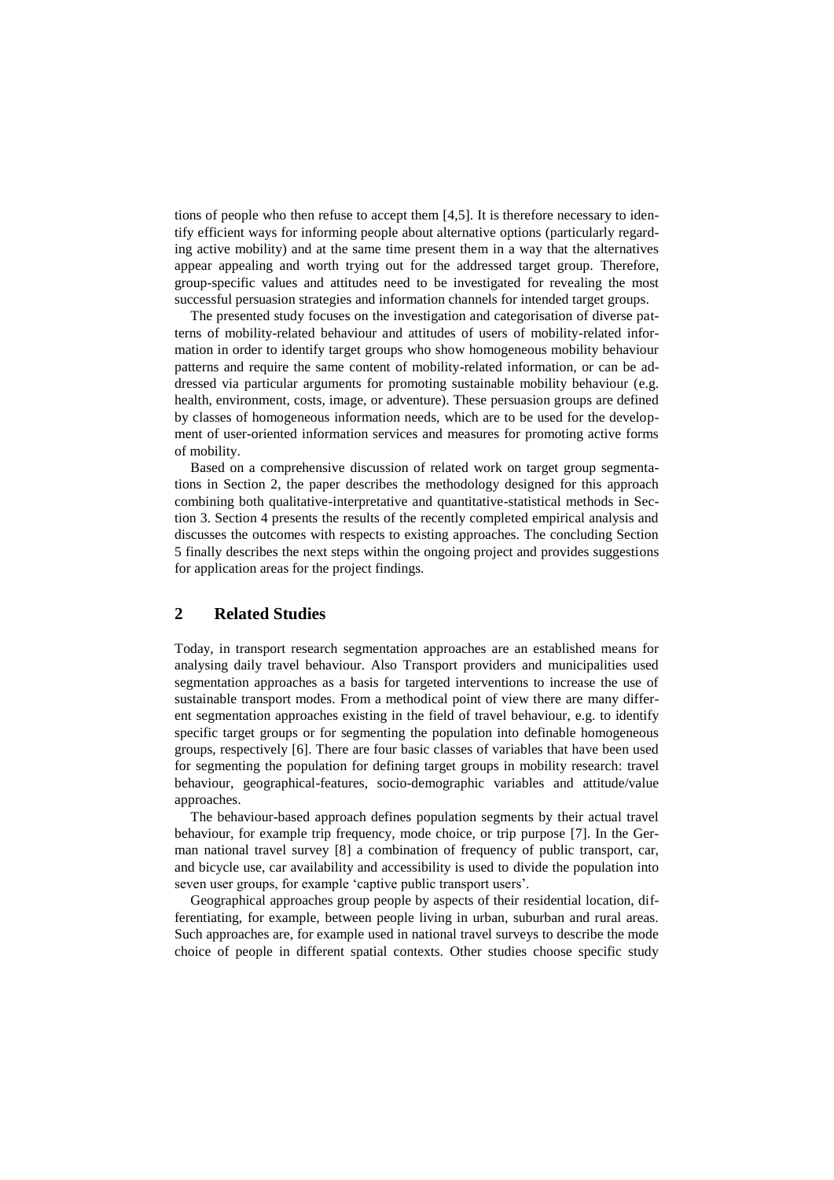tions of people who then refuse to accept them [4,5]. It is therefore necessary to identify efficient ways for informing people about alternative options (particularly regarding active mobility) and at the same time present them in a way that the alternatives appear appealing and worth trying out for the addressed target group. Therefore, group-specific values and attitudes need to be investigated for revealing the most successful persuasion strategies and information channels for intended target groups.

The presented study focuses on the investigation and categorisation of diverse patterns of mobility-related behaviour and attitudes of users of mobility-related information in order to identify target groups who show homogeneous mobility behaviour patterns and require the same content of mobility-related information, or can be addressed via particular arguments for promoting sustainable mobility behaviour (e.g. health, environment, costs, image, or adventure). These persuasion groups are defined by classes of homogeneous information needs, which are to be used for the development of user-oriented information services and measures for promoting active forms of mobility.

Based on a comprehensive discussion of related work on target group segmentations in Section 2, the paper describes the methodology designed for this approach combining both qualitative-interpretative and quantitative-statistical methods in Section 3. Section 4 presents the results of the recently completed empirical analysis and discusses the outcomes with respects to existing approaches. The concluding Section 5 finally describes the next steps within the ongoing project and provides suggestions for application areas for the project findings.

## 2 Related Studies

Today, in transport research segmentation approaches are an established means for analysing daily travel behaviour. Also Transport providers and municipalities used segmentation approaches as a basis for targeted interventions to increase the use of sustainable transport modes. From a methodical point of view there are many different segmentation approaches existing in the field of travel behaviour, e.g. to identify specific target groups or for segmenting the population into definable homogeneous groups, respectively [6]. There are four basic classes of variables that have been used for segmenting the population for defining target groups in mobility research: travel behaviour, geographical-features, socio-demographic variables and attitude/value approaches.

The behaviour-based approach defines population segments by their actual travel behaviour, for example trip frequency, mode choice, or trip purpose [7]. In the German national travel survey [8] a combination of frequency of public transport, car, and bicycle use, car availability and accessibility is used to divide the population into seven user groups, for example 'captive public transport users'.

Geographical approaches group people by aspects of their residential location, differentiating, for example, between people living in urban, suburban and rural areas. Such approaches are, for example used in national travel surveys to describe the mode choice of people in different spatial contexts. Other studies choose specific study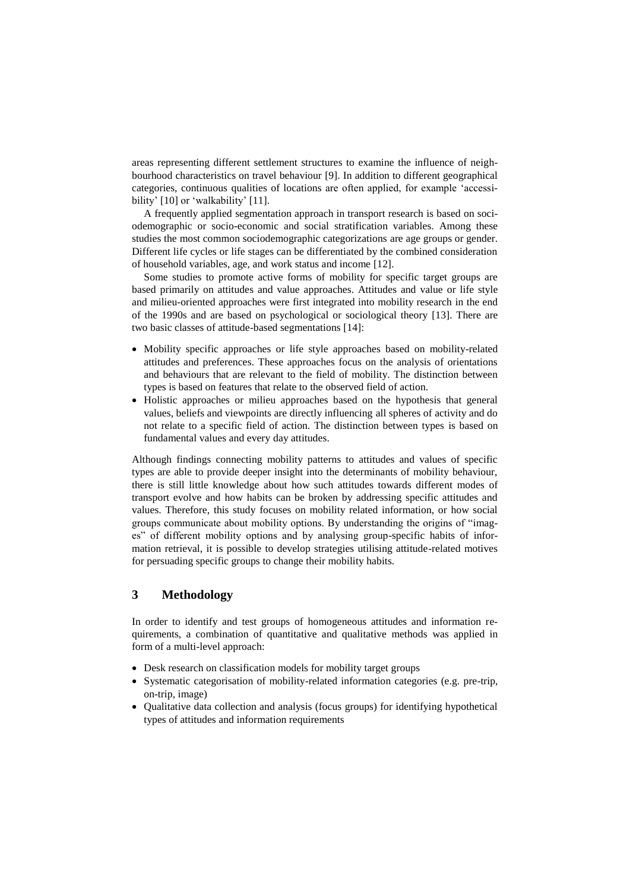areas representing different settlement structures to examine the influence of neighbourhood characteristics on travel behaviour [9]. In addition to different geographical categories, continuous qualities of locations are often applied, for example 'accessibility' [10] or 'walkability' [11].

A frequently applied segmentation approach in transport research is based on sociodemographic or socio-economic and social stratification variables. Among these studies the most common sociodemographic categorizations are age groups or gender. Different life cycles or life stages can be differentiated by the combined consideration of household variables, age, and work status and income [12].

Some studies to promote active forms of mobility for specific target groups are based primarily on attitudes and value approaches. Attitudes and value or life style and milieu-oriented approaches were first integrated into mobility research in the end of the 1990s and are based on psychological or sociological theory [13]. There are two basic classes of attitude-based segmentations [14]:

- Mobility specific approaches or life style approaches based on mobility-related attitudes and preferences. These approaches focus on the analysis of orientations and behaviours that are relevant to the field of mobility. The distinction between types is based on features that relate to the observed field of action.
- Holistic approaches or milieu approaches based on the hypothesis that general values, beliefs and viewpoints are directly influencing all spheres of activity and do not relate to a specific field of action. The distinction between types is based on fundamental values and every day attitudes.

Although findings connecting mobility patterns to attitudes and values of specific types are able to provide deeper insight into the determinants of mobility behaviour, there is still little knowledge about how such attitudes towards different modes of transport evolve and how habits can be broken by addressing specific attitudes and values. Therefore, this study focuses on mobility related information, or how social groups communicate about mobility options. By understanding the origins of "images" of different mobility options and by analysing group-specific habits of information retrieval, it is possible to develop strategies utilising attitude-related motives for persuading specific groups to change their mobility habits.

## 3 Methodology

In order to identify and test groups of homogeneous attitudes and information requirements, a combination of quantitative and qualitative methods was applied in form of a multi-level approach:

- Desk research on classification models for mobility target groups
- Systematic categorisation of mobility-related information categories (e.g. pre-trip, on-trip, image)
- Qualitative data collection and analysis (focus groups) for identifying hypothetical types of attitudes and information requirements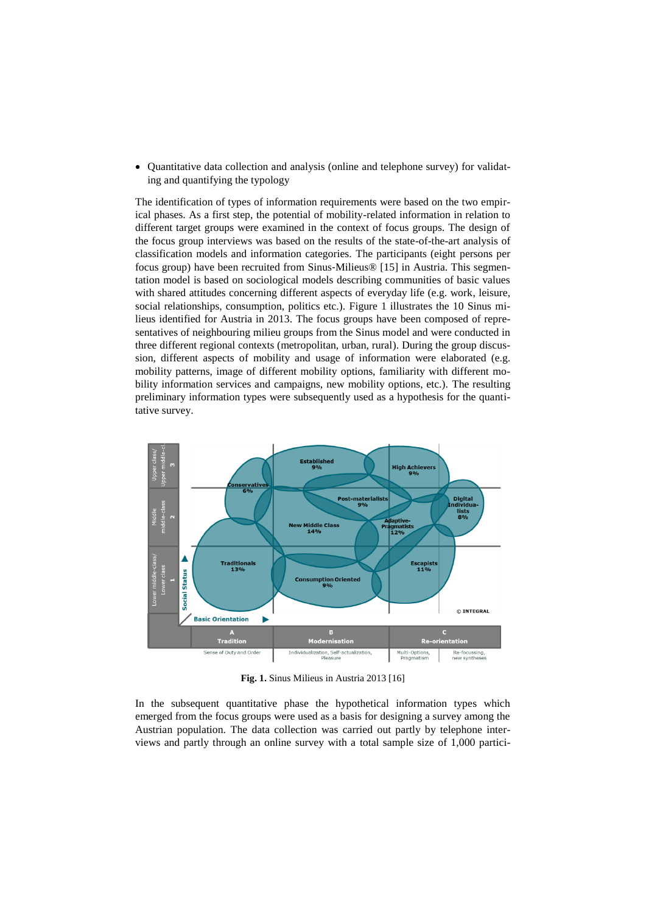- Quantitative data collection and analysis (online and telephone survey) for validating and quantifying the typology

The identification of types of information requirements were based on the two empirical phases. As a first step, the potential of mobility-related information in relation to different target groups were examined in the context of focus groups. The design of the focus group interviews was based on the results of the state-of-the-art analysis of classification models and information categories. The participants (eight persons per focus group) have been recruited from Sinus-Milieus® [15] in Austria. This segmentation model is based on sociological models describing communities of basic values with shared attitudes concerning different aspects of everyday life (e.g. work, leisure, social relationships, consumption, politics etc.). Figure 1 illustrates the 10 Sinus milieus identified for Austria in 2013. The focus groups have been composed of representatives of neighbouring milieu groups from the Sinus model and were conducted in three different regional contexts (metropolitan, urban, rural). During the group discussion, different aspects of mobility and usage of information were elaborated (e.g. mobility patterns, image of different mobility options, familiarity with different mobility information services and campaigns, new mobility options, etc.). The resulting preliminary information types were subsequently used as a hypothesis for the quantitative survey.

**Fig. 1.** Sinus Milieus in Austria 2013 [16]

In the subsequent quantitative phase the hypothetical information types which emerged from the focus groups were used as a basis for designing a survey among the Austrian population. The data collection was carried out partly by telephone interviews and partly through an online survey with a total sample size of 1,000 partici-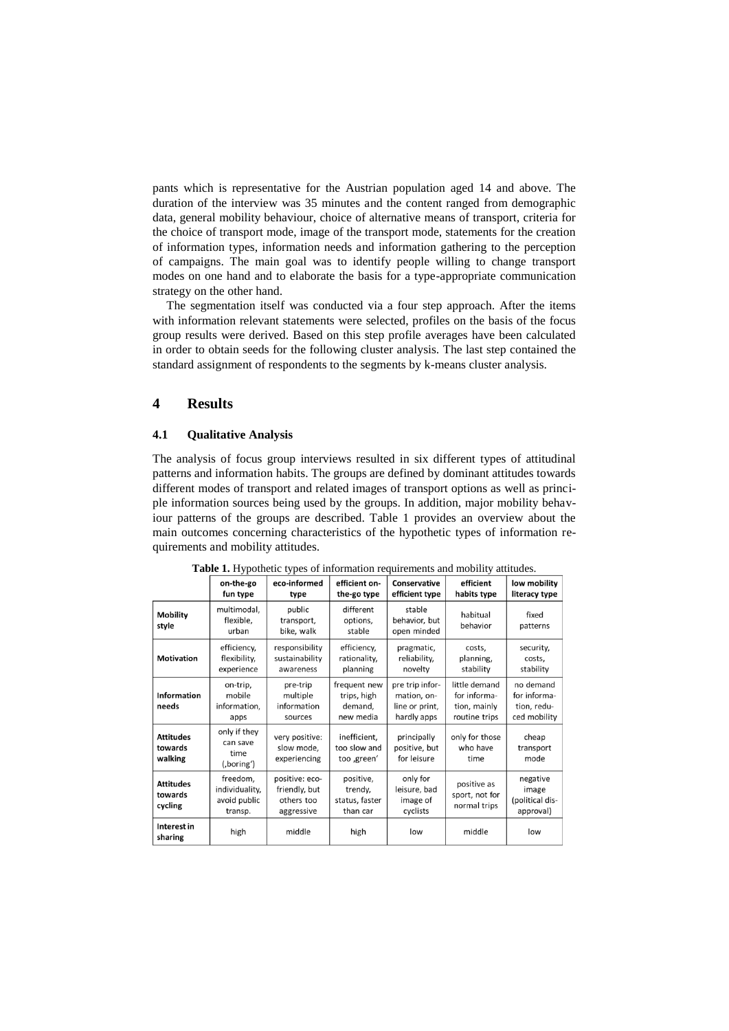pants which is representative for the Austrian population aged 14 and above. The duration of the interview was 35 minutes and the content ranged from demographic data, general mobility behaviour, choice of alternative means of transport, criteria for the choice of transport mode, image of the transport mode, statements for the creation of information types, information needs and information gathering to the perception of campaigns. The main goal was to identify people willing to change transport modes on one hand and to elaborate the basis for a type-appropriate communication strategy on the other hand.

The segmentation itself was conducted via a four step approach. After the items with information relevant statements were selected, profiles on the basis of the focus group results were derived. Based on this step profile averages have been calculated in order to obtain seeds for the following cluster analysis. The last step contained the standard assignment of respondents to the segments by k-means cluster analysis.

## 4 Results

### 4.1 Qualitative Analysis

The analysis of focus group interviews resulted in six different types of attitudinal patterns and information habits. The groups are defined by dominant attitudes towards different modes of transport and related images of transport options as well as principle information sources being used by the groups. In addition, major mobility behaviour patterns of the groups are described. Table 1 provides an overview about the main outcomes concerning characteristics of the hypothetic types of information requirements and mobility attitudes.

**Table 1.** Hypothetic types of information requirements and mobility attitudes.

| | on-the-go fun type | eco-informed type | efficient on-the-go type | Conservative efficient type | efficient habits type | low mobility literacy type |
|---|---|---|---|---|---|---|
| **Mobility style** | multimodal, flexible, urban | public transport, bike, walk | different options, stable | stable behavior, but open minded | habitual behavior | fixed patterns |
| **Motivation** | efficiency, flexibility, experience | responsibility sustainability awareness | efficiency, rationality, planning | pragmatic, reliability, novelty | costs, planning, stability | security, costs, stability |
| **Information needs** | on-trip, mobile information, apps | pre-trip multiple information sources | frequent new trips, high demand, new media | pre trip information, online or print, hardly apps | little demand for information, mainly routine trips | no demand for information, reduced mobility |
| **Attitudes towards walking** | only if they can save time (‚boring') | very positive: slow mode, experiencing | inefficient, too slow and too ‚green' | principally positive, but for leisure | only for those who have time | cheap transport mode |
| **Attitudes towards cycling** | freedom, individuality, avoid public transp. | positive: eco-friendly, but others too aggressive | positive, trendy, status, faster than car | only for leisure, bad image of cyclists | positive as sport, not for normal trips | negative image (political disapproval) |
| **Interest in sharing** | high | middle | high | low | middle | low |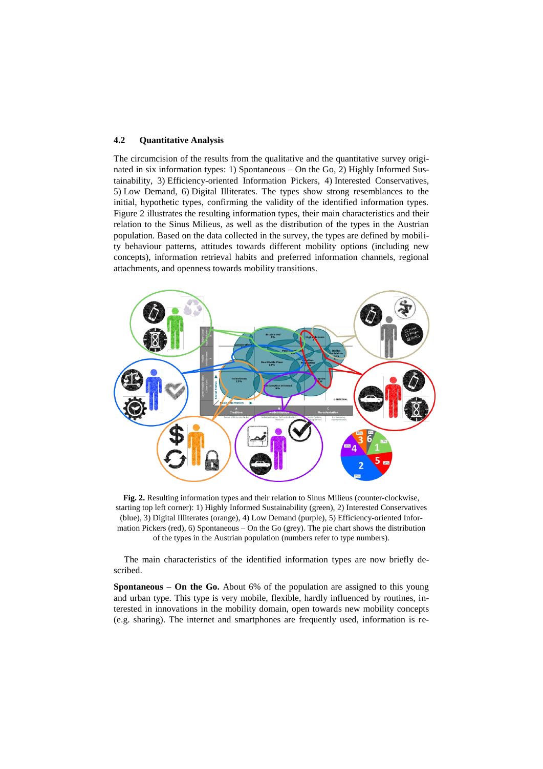### 4.2 Quantitative Analysis

The circumcision of the results from the qualitative and the quantitative survey originated in six information types: 1) Spontaneous – On the Go, 2) Highly Informed Sustainability, 3) Efficiency-oriented Information Pickers, 4) Interested Conservatives, 5) Low Demand, 6) Digital Illiterates. The types show strong resemblances to the initial, hypothetic types, confirming the validity of the identified information types. Figure 2 illustrates the resulting information types, their main characteristics and their relation to the Sinus Milieus, as well as the distribution of the types in the Austrian population. Based on the data collected in the survey, the types are defined by mobility behaviour patterns, attitudes towards different mobility options (including new concepts), information retrieval habits and preferred information channels, regional attachments, and openness towards mobility transitions.

**Fig. 2.** Resulting information types and their relation to Sinus Milieus (counter-clockwise, starting top left corner): 1) Highly Informed Sustainability (green), 2) Interested Conservatives (blue), 3) Digital Illiterates (orange), 4) Low Demand (purple), 5) Efficiency-oriented Information Pickers (red), 6) Spontaneous – On the Go (grey). The pie chart shows the distribution of the types in the Austrian population (numbers refer to type numbers).

The main characteristics of the identified information types are now briefly described.

**Spontaneous – On the Go.** About 6% of the population are assigned to this young and urban type. This type is very mobile, flexible, hardly influenced by routines, interested in innovations in the mobility domain, open towards new mobility concepts (e.g. sharing). The internet and smartphones are frequently used, information is re-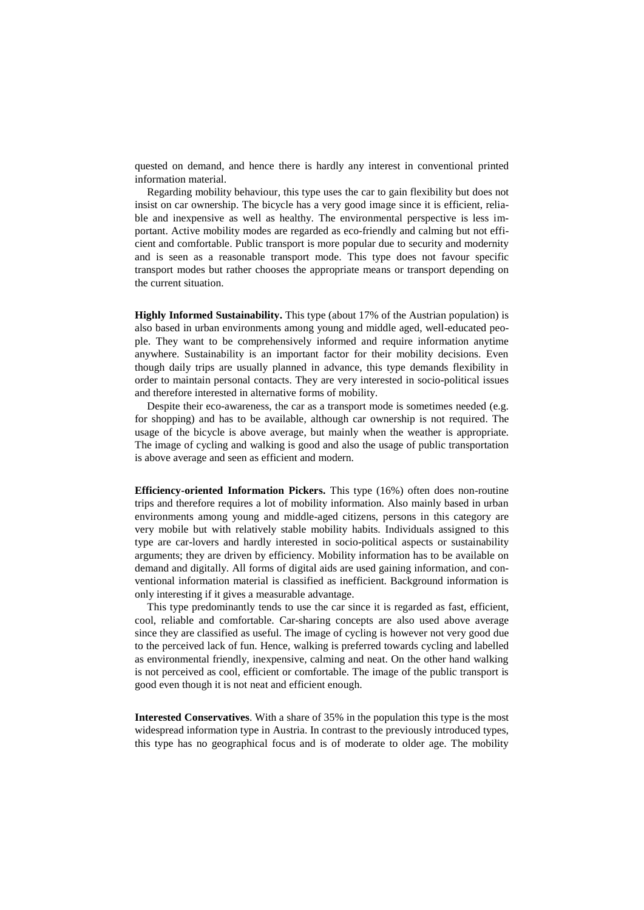quested on demand, and hence there is hardly any interest in conventional printed information material.

Regarding mobility behaviour, this type uses the car to gain flexibility but does not insist on car ownership. The bicycle has a very good image since it is efficient, reliable and inexpensive as well as healthy. The environmental perspective is less important. Active mobility modes are regarded as eco-friendly and calming but not efficient and comfortable. Public transport is more popular due to security and modernity and is seen as a reasonable transport mode. This type does not favour specific transport modes but rather chooses the appropriate means or transport depending on the current situation.

**Highly Informed Sustainability.** This type (about 17% of the Austrian population) is also based in urban environments among young and middle aged, well-educated people. They want to be comprehensively informed and require information anytime anywhere. Sustainability is an important factor for their mobility decisions. Even though daily trips are usually planned in advance, this type demands flexibility in order to maintain personal contacts. They are very interested in socio-political issues and therefore interested in alternative forms of mobility.

Despite their eco-awareness, the car as a transport mode is sometimes needed (e.g. for shopping) and has to be available, although car ownership is not required. The usage of the bicycle is above average, but mainly when the weather is appropriate. The image of cycling and walking is good and also the usage of public transportation is above average and seen as efficient and modern.

**Efficiency-oriented Information Pickers.** This type (16%) often does non-routine trips and therefore requires a lot of mobility information. Also mainly based in urban environments among young and middle-aged citizens, persons in this category are very mobile but with relatively stable mobility habits. Individuals assigned to this type are car-lovers and hardly interested in socio-political aspects or sustainability arguments; they are driven by efficiency. Mobility information has to be available on demand and digitally. All forms of digital aids are used gaining information, and conventional information material is classified as inefficient. Background information is only interesting if it gives a measurable advantage.

This type predominantly tends to use the car since it is regarded as fast, efficient, cool, reliable and comfortable. Car-sharing concepts are also used above average since they are classified as useful. The image of cycling is however not very good due to the perceived lack of fun. Hence, walking is preferred towards cycling and labelled as environmental friendly, inexpensive, calming and neat. On the other hand walking is not perceived as cool, efficient or comfortable. The image of the public transport is good even though it is not neat and efficient enough.

**Interested Conservatives**. With a share of 35% in the population this type is the most widespread information type in Austria. In contrast to the previously introduced types, this type has no geographical focus and is of moderate to older age. The mobility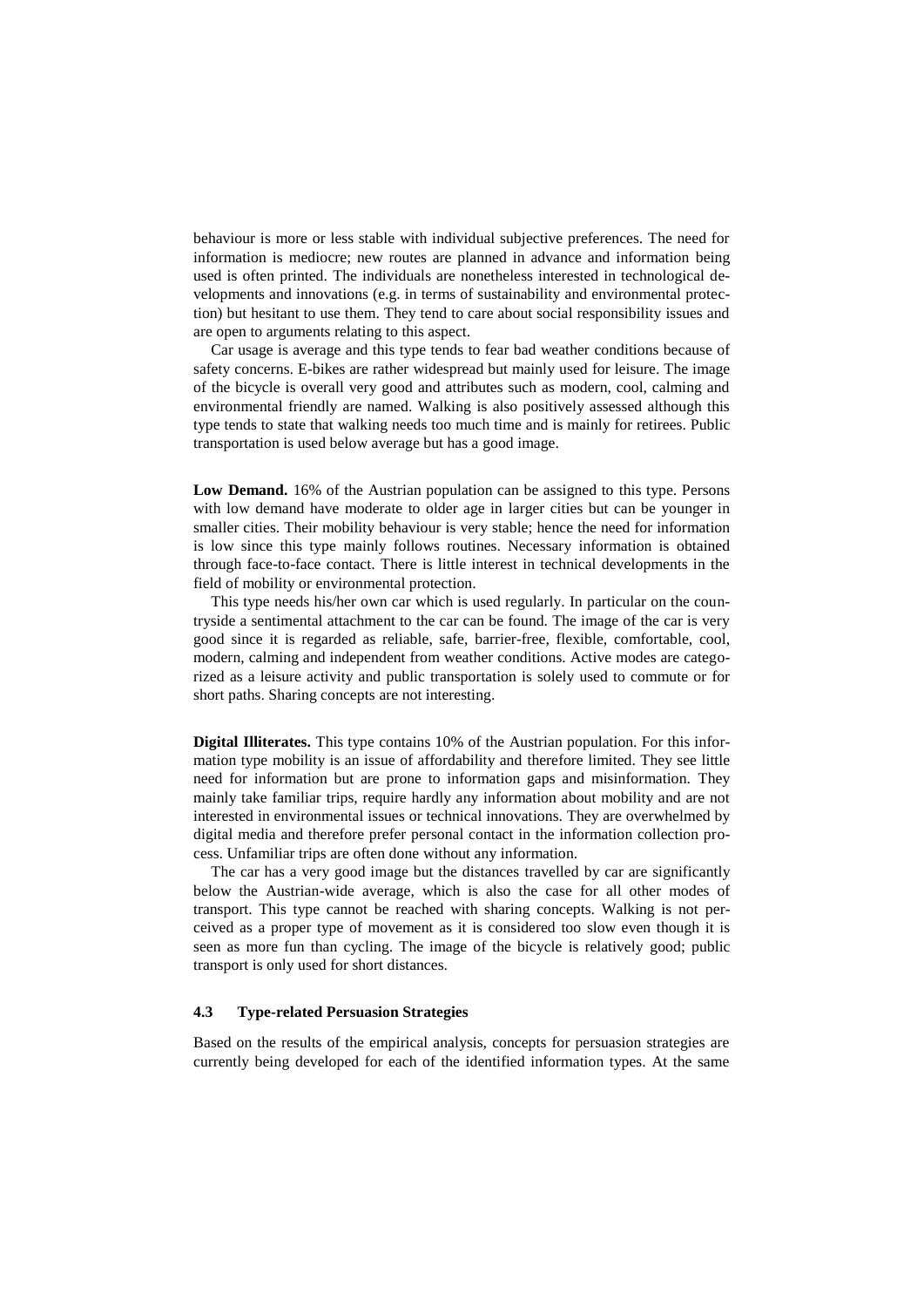behaviour is more or less stable with individual subjective preferences. The need for information is mediocre; new routes are planned in advance and information being used is often printed. The individuals are nonetheless interested in technological developments and innovations (e.g. in terms of sustainability and environmental protection) but hesitant to use them. They tend to care about social responsibility issues and are open to arguments relating to this aspect.

Car usage is average and this type tends to fear bad weather conditions because of safety concerns. E-bikes are rather widespread but mainly used for leisure. The image of the bicycle is overall very good and attributes such as modern, cool, calming and environmental friendly are named. Walking is also positively assessed although this type tends to state that walking needs too much time and is mainly for retirees. Public transportation is used below average but has a good image.

**Low Demand.** 16% of the Austrian population can be assigned to this type. Persons with low demand have moderate to older age in larger cities but can be younger in smaller cities. Their mobility behaviour is very stable; hence the need for information is low since this type mainly follows routines. Necessary information is obtained through face-to-face contact. There is little interest in technical developments in the field of mobility or environmental protection.

This type needs his/her own car which is used regularly. In particular on the countryside a sentimental attachment to the car can be found. The image of the car is very good since it is regarded as reliable, safe, barrier-free, flexible, comfortable, cool, modern, calming and independent from weather conditions. Active modes are categorized as a leisure activity and public transportation is solely used to commute or for short paths. Sharing concepts are not interesting.

**Digital Illiterates.** This type contains 10% of the Austrian population. For this information type mobility is an issue of affordability and therefore limited. They see little need for information but are prone to information gaps and misinformation. They mainly take familiar trips, require hardly any information about mobility and are not interested in environmental issues or technical innovations. They are overwhelmed by digital media and therefore prefer personal contact in the information collection process. Unfamiliar trips are often done without any information.

The car has a very good image but the distances travelled by car are significantly below the Austrian-wide average, which is also the case for all other modes of transport. This type cannot be reached with sharing concepts. Walking is not perceived as a proper type of movement as it is considered too slow even though it is seen as more fun than cycling. The image of the bicycle is relatively good; public transport is only used for short distances.

### 4.3 Type-related Persuasion Strategies

Based on the results of the empirical analysis, concepts for persuasion strategies are currently being developed for each of the identified information types. At the same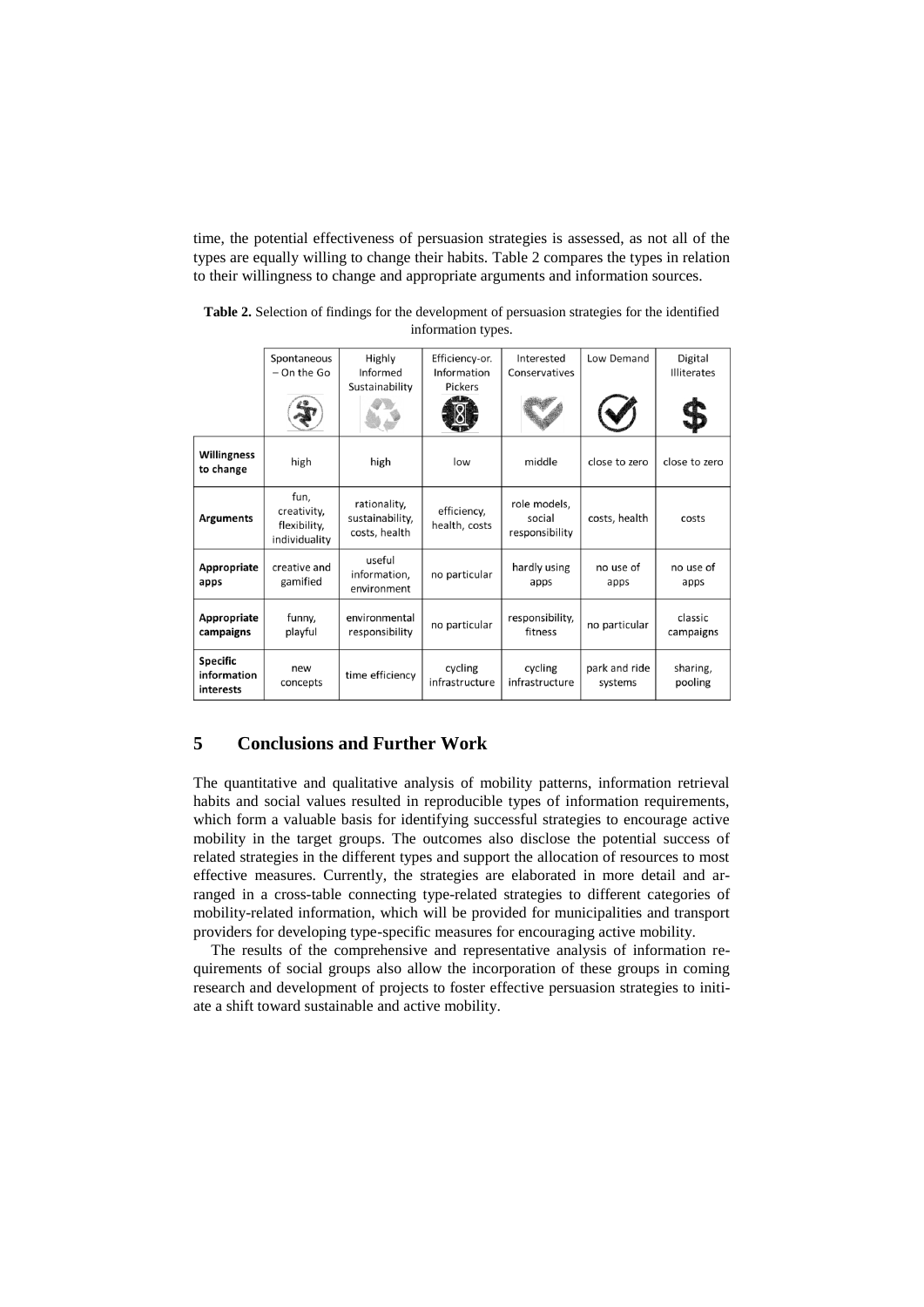time, the potential effectiveness of persuasion strategies is assessed, as not all of the types are equally willing to change their habits. Table 2 compares the types in relation to their willingness to change and appropriate arguments and information sources.

**Table 2.** Selection of findings for the development of persuasion strategies for the identified information types.

| | Spontaneous – On the Go | Highly Informed Sustainability | Efficiency-or. Information Pickers | Interested Conservatives | Low Demand | Digital Illiterates |
|---|---|---|---|---|---|---|
| **Willingness to change** | high | high | low | middle | close to zero | close to zero |
| **Arguments** | fun, creativity, flexibility, individuality | rationality, sustainability, costs, health | efficiency, health, costs | role models, social responsibility | costs, health | costs |
| **Appropriate apps** | creative and gamified | useful information, environment | no particular | hardly using apps | no use of apps | no use of apps |
| **Appropriate campaigns** | funny, playful | environmental responsibility | no particular | responsibility, fitness | no particular | classic campaigns |
| **Specific information interests** | new concepts | time efficiency | cycling infrastructure | cycling infrastructure | park and ride systems | sharing, pooling |

## 5 Conclusions and Further Work

The quantitative and qualitative analysis of mobility patterns, information retrieval habits and social values resulted in reproducible types of information requirements, which form a valuable basis for identifying successful strategies to encourage active mobility in the target groups. The outcomes also disclose the potential success of related strategies in the different types and support the allocation of resources to most effective measures. Currently, the strategies are elaborated in more detail and arranged in a cross-table connecting type-related strategies to different categories of mobility-related information, which will be provided for municipalities and transport providers for developing type-specific measures for encouraging active mobility.

The results of the comprehensive and representative analysis of information requirements of social groups also allow the incorporation of these groups in coming research and development of projects to foster effective persuasion strategies to initiate a shift toward sustainable and active mobility.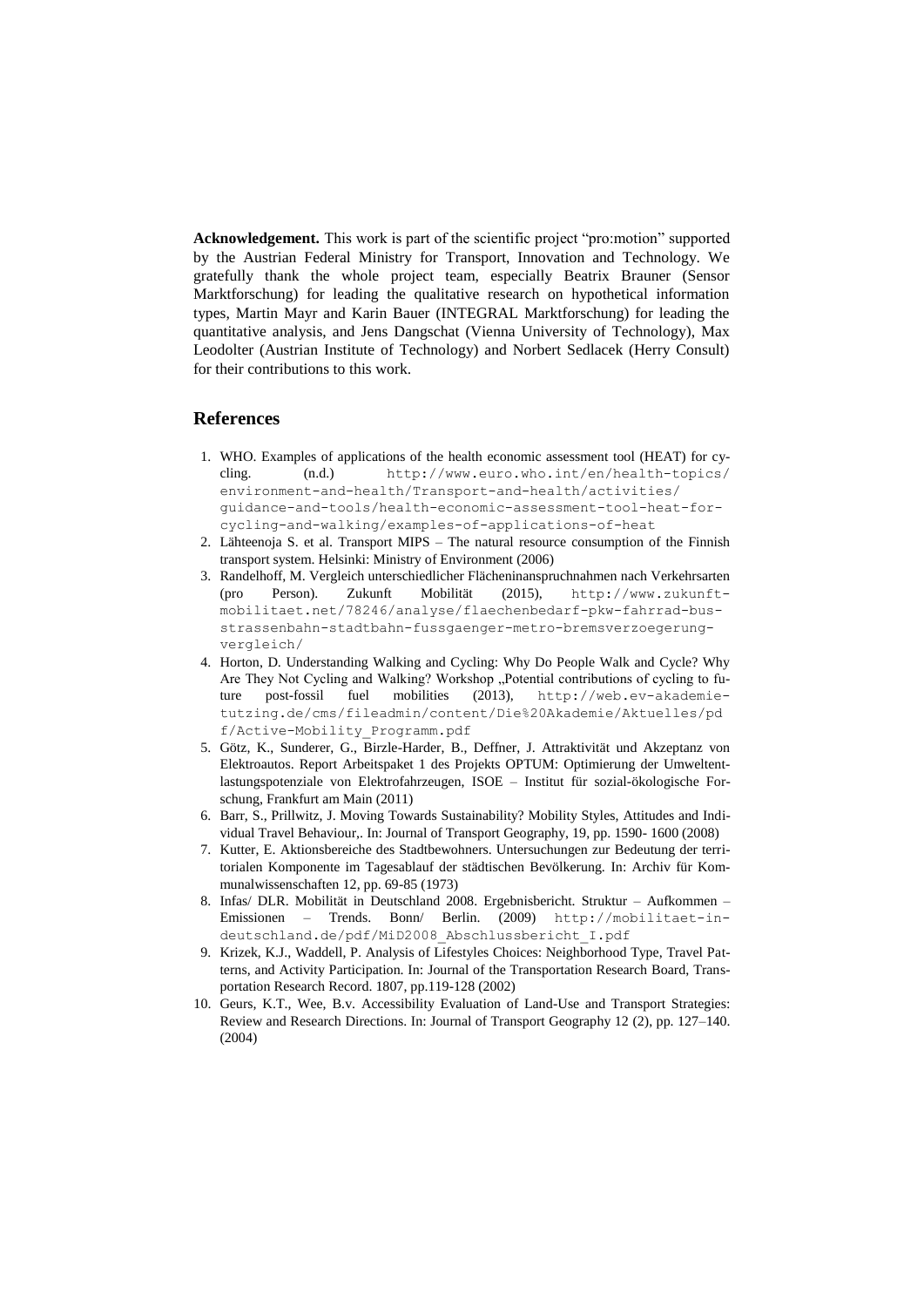**Acknowledgement.** This work is part of the scientific project "pro:motion" supported by the Austrian Federal Ministry for Transport, Innovation and Technology. We gratefully thank the whole project team, especially Beatrix Brauner (Sensor Marktforschung) for leading the qualitative research on hypothetical information types, Martin Mayr and Karin Bauer (INTEGRAL Marktforschung) for leading the quantitative analysis, and Jens Dangschat (Vienna University of Technology), Max Leodolter (Austrian Institute of Technology) and Norbert Sedlacek (Herry Consult) for their contributions to this work.

## References

1. WHO. Examples of applications of the health economic assessment tool (HEAT) for cycling. (n.d.) http://www.euro.who.int/en/health-topics/environment-and-health/Transport-and-health/activities/guidance-and-tools/health-economic-assessment-tool-heat-for-cycling-and-walking/examples-of-applications-of-heat
2. Lähteenoja S. et al. Transport MIPS – The natural resource consumption of the Finnish transport system. Helsinki: Ministry of Environment (2006)
3. Randelhoff, M. Vergleich unterschiedlicher Flächeninanspruchnahmen nach Verkehrsarten (pro Person). Zukunft Mobilität (2015), http://www.zukunft-mobilitaet.net/78246/analyse/flaechenbedarf-pkw-fahrrad-bus-strassenbahn-stadtbahn-fussgaenger-metro-bremsverzoegerung-vergleich/
4. Horton, D. Understanding Walking and Cycling: Why Do People Walk and Cycle? Why Are They Not Cycling and Walking? Workshop „Potential contributions of cycling to future post-fossil fuel mobilities (2013), http://web.ev-akademie-tutzing.de/cms/fileadmin/content/Die%20Akademie/Aktuelles/pdf/Active-Mobility_Programm.pdf
5. Götz, K., Sunderer, G., Birzle-Harder, B., Deffner, J. Attraktivität und Akzeptanz von Elektroautos. Report Arbeitspaket 1 des Projekts OPTUM: Optimierung der Umweltentlastungspotenziale von Elektrofahrzeugen, ISOE – Institut für sozial-ökologische Forschung, Frankfurt am Main (2011)
6. Barr, S., Prillwitz, J. Moving Towards Sustainability? Mobility Styles, Attitudes and Individual Travel Behaviour,. In: Journal of Transport Geography, 19, pp. 1590- 1600 (2008)
7. Kutter, E. Aktionsbereiche des Stadtbewohners. Untersuchungen zur Bedeutung der territorialen Komponente im Tagesablauf der städtischen Bevölkerung. In: Archiv für Kommunalwissenschaften 12, pp. 69-85 (1973)
8. Infas/ DLR. Mobilität in Deutschland 2008. Ergebnisbericht. Struktur – Aufkommen – Emissionen – Trends. Bonn/ Berlin. (2009) http://mobilitaet-in-deutschland.de/pdf/MiD2008_Abschlussbericht_I.pdf
9. Krizek, K.J., Waddell, P. Analysis of Lifestyles Choices: Neighborhood Type, Travel Patterns, and Activity Participation. In: Journal of the Transportation Research Board, Transportation Research Record. 1807, pp.119-128 (2002)
10. Geurs, K.T., Wee, B.v. Accessibility Evaluation of Land-Use and Transport Strategies: Review and Research Directions. In: Journal of Transport Geography 12 (2), pp. 127–140. (2004)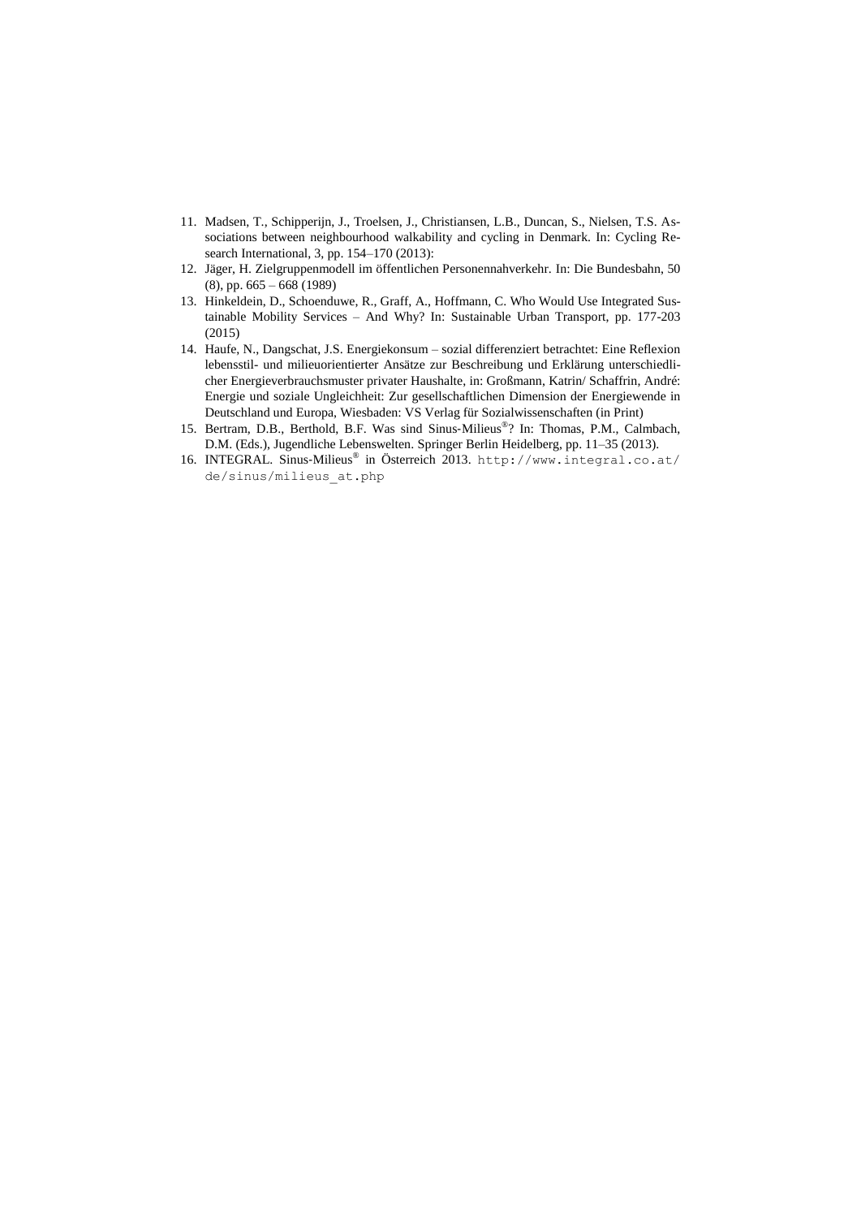11. Madsen, T., Schipperijn, J., Troelsen, J., Christiansen, L.B., Duncan, S., Nielsen, T.S. Associations between neighbourhood walkability and cycling in Denmark. In: Cycling Research International, 3, pp. 154–170 (2013):
12. Jäger, H. Zielgruppenmodell im öffentlichen Personennahverkehr. In: Die Bundesbahn, 50 (8), pp. 665 – 668 (1989)
13. Hinkeldein, D., Schoenduwe, R., Graff, A., Hoffmann, C. Who Would Use Integrated Sustainable Mobility Services – And Why? In: Sustainable Urban Transport, pp. 177-203 (2015)
14. Haufe, N., Dangschat, J.S. Energiekonsum – sozial differenziert betrachtet: Eine Reflexion lebensstil- und milieuorientierter Ansätze zur Beschreibung und Erklärung unterschiedlicher Energieverbrauchsmuster privater Haushalte, in: Großmann, Katrin/ Schaffrin, André: Energie und soziale Ungleichheit: Zur gesellschaftlichen Dimension der Energiewende in Deutschland und Europa, Wiesbaden: VS Verlag für Sozialwissenschaften (in Print)
15. Bertram, D.B., Berthold, B.F. Was sind Sinus-Milieus®? In: Thomas, P.M., Calmbach, D.M. (Eds.), Jugendliche Lebenswelten. Springer Berlin Heidelberg, pp. 11–35 (2013).
16. INTEGRAL. Sinus-Milieus® in Österreich 2013. http://www.integral.co.at/de/sinus/milieus_at.php